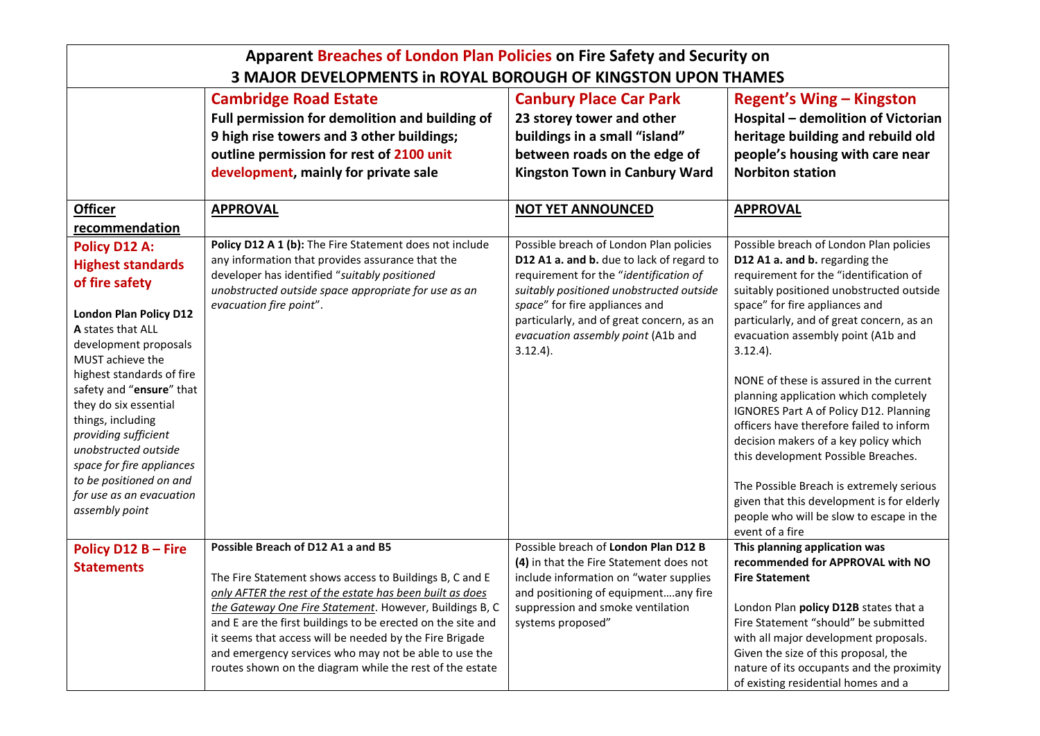| **Apparent Breaches of London Plan Policies on Fire Safety and Security on 3 MAJOR DEVELOPMENTS in ROYAL BOROUGH OF KINGSTON UPON THAMES** | | | |
|---|---|---|---|
| | **Cambridge Road Estate**<br>**Full permission for demolition and building of 9 high rise towers and 3 other buildings; outline permission for rest of 2100 unit development, mainly for private sale** | **Canbury Place Car Park**<br>**23 storey tower and other buildings in a small "island" between roads on the edge of Kingston Town in Canbury Ward** | **Regent's Wing – Kingston Hospital – demolition of Victorian heritage building and rebuild old people's housing with care near Norbiton station** |
| **Officer recommendation** | **APPROVAL** | **NOT YET ANNOUNCED** | **APPROVAL** |
| **Policy D12 A: Highest standards of fire safety**<br><br>**London Plan Policy D12 A** states that ALL development proposals MUST achieve the highest standards of fire safety and "**ensure**" that they do six essential things, including *providing sufficient unobstructed outside space for fire appliances to be positioned on and for use as an evacuation assembly point* | **Policy D12 A 1 (b):** The Fire Statement does not include any information that provides assurance that the developer has identified "*suitably positioned unobstructed outside space appropriate for use as an evacuation fire point*". | Possible breach of London Plan policies **D12 A1 a. and b.** due to lack of regard to requirement for the "*identification of suitably positioned unobstructed outside space*" for fire appliances and particularly, and of great concern, as an *evacuation assembly point* (A1b and 3.12.4). | Possible breach of London Plan policies **D12 A1 a. and b.** regarding the requirement for the "identification of suitably positioned unobstructed outside space" for fire appliances and particularly, and of great concern, as an evacuation assembly point (A1b and 3.12.4).<br><br>NONE of these is assured in the current planning application which completely IGNORES Part A of Policy D12. Planning officers have therefore failed to inform decision makers of a key policy which this development Possible Breaches.<br><br>The Possible Breach is extremely serious given that this development is for elderly people who will be slow to escape in the event of a fire |
| **Policy D12 B – Fire Statements** | **Possible Breach of D12 A1 a and B5**<br><br>The Fire Statement shows access to Buildings B, C and E *only AFTER the rest of the estate has been built as does the Gateway One Fire Statement*. However, Buildings B, C and E are the first buildings to be erected on the site and it seems that access will be needed by the Fire Brigade and emergency services who may not be able to use the routes shown on the diagram while the rest of the estate | Possible breach of **London Plan D12 B (4)** in that the Fire Statement does not include information on "water supplies and positioning of equipment….any fire suppression and smoke ventilation systems proposed" | **This planning application was recommended for APPROVAL with NO Fire Statement**<br><br>London Plan **policy D12B** states that a Fire Statement "should" be submitted with all major development proposals. Given the size of this proposal, the nature of its occupants and the proximity of existing residential homes and a |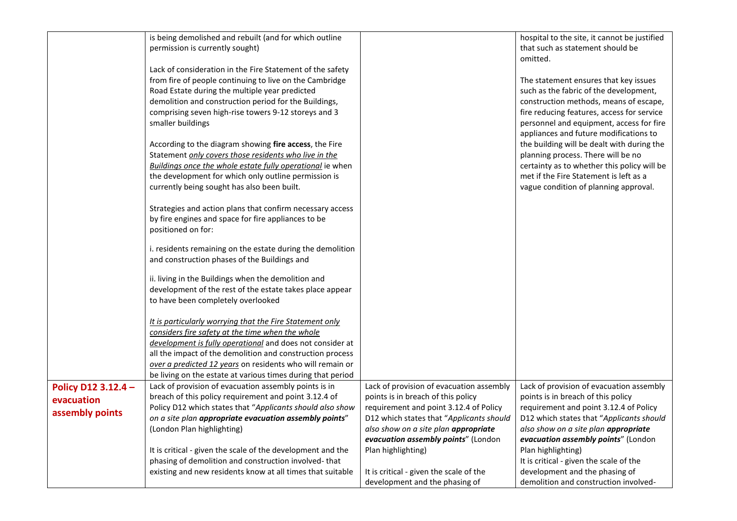| | | | |
|---|---|---|---|
| | is being demolished and rebuilt (and for which outline permission is currently sought)<br><br>Lack of consideration in the Fire Statement of the safety from fire of people continuing to live on the Cambridge Road Estate during the multiple year predicted demolition and construction period for the Buildings, comprising seven high-rise towers 9-12 storeys and 3 smaller buildings<br><br>According to the diagram showing **fire access**, the Fire Statement _only covers those residents who live in the Buildings once the whole estate fully operational_ ie when the development for which only outline permission is currently being sought has also been built.<br><br>Strategies and action plans that confirm necessary access by fire engines and space for fire appliances to be positioned on for:<br><br>i. residents remaining on the estate during the demolition and construction phases of the Buildings and<br><br>ii. living in the Buildings when the demolition and development of the rest of the estate takes place appear to have been completely overlooked<br><br>_It is particularly worrying that the Fire Statement only considers fire safety at the time when the whole development is fully operational_ and does not consider at all the impact of the demolition and construction process _over a predicted 12 years_ on residents who will remain or be living on the estate at various times during that period | | hospital to the site, it cannot be justified that such as statement should be omitted.<br><br>The statement ensures that key issues such as the fabric of the development, construction methods, means of escape, fire reducing features, access for service personnel and equipment, access for fire appliances and future modifications to the building will be dealt with during the planning process. There will be no certainty as to whether this policy will be met if the Fire Statement is left as a vague condition of planning approval. |
| **Policy D12 3.12.4 – evacuation assembly points** | Lack of provision of evacuation assembly points is in breach of this policy requirement and point 3.12.4 of Policy D12 which states that "*Applicants should also show on a site plan **appropriate evacuation assembly points***" (London Plan highlighting)<br><br>It is critical - given the scale of the development and the phasing of demolition and construction involved- that existing and new residents know at all times that suitable | Lack of provision of evacuation assembly points is in breach of this policy requirement and point 3.12.4 of Policy D12 which states that "*Applicants should also show on a site plan **appropriate evacuation assembly points***" (London Plan highlighting)<br><br>It is critical - given the scale of the development and the phasing of | Lack of provision of evacuation assembly points is in breach of this policy requirement and point 3.12.4 of Policy D12 which states that "*Applicants should also show on a site plan **appropriate evacuation assembly points***" (London Plan highlighting)<br>It is critical - given the scale of the development and the phasing of demolition and construction involved- |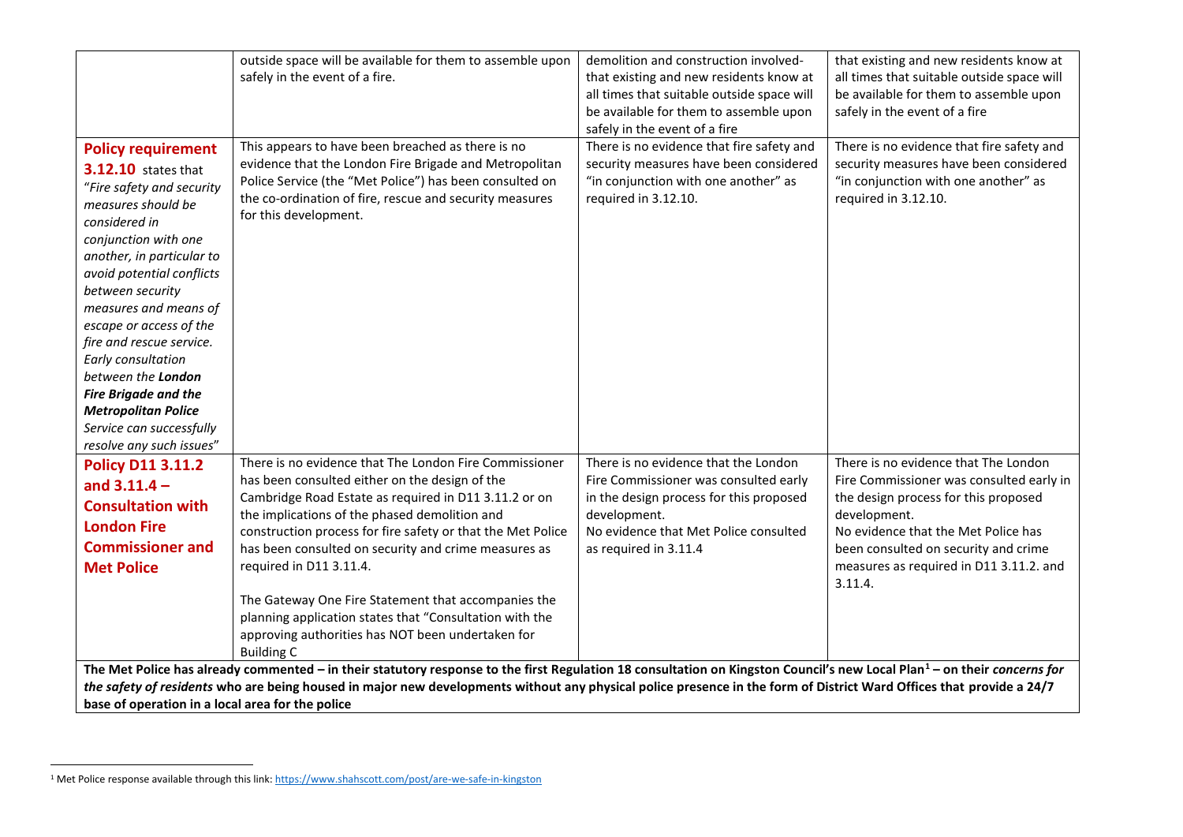| | | | |
|---|---|---|---|
| | outside space will be available for them to assemble upon safely in the event of a fire. | demolition and construction involved- that existing and new residents know at all times that suitable outside space will be available for them to assemble upon safely in the event of a fire | that existing and new residents know at all times that suitable outside space will be available for them to assemble upon safely in the event of a fire |
| **Policy requirement 3.12.10** states that *"Fire safety and security measures should be considered in conjunction with one another, in particular to avoid potential conflicts between security measures and means of escape or access of the fire and rescue service. Early consultation between the **London Fire Brigade and the Metropolitan Police** Service can successfully resolve any such issues"* | This appears to have been breached as there is no evidence that the London Fire Brigade and Metropolitan Police Service (the "Met Police") has been consulted on the co-ordination of fire, rescue and security measures for this development. | There is no evidence that fire safety and security measures have been considered "in conjunction with one another" as required in 3.12.10. | There is no evidence that fire safety and security measures have been considered "in conjunction with one another" as required in 3.12.10. |
| **Policy D11 3.11.2 and 3.11.4 – Consultation with London Fire Commissioner and Met Police** | There is no evidence that The London Fire Commissioner has been consulted either on the design of the Cambridge Road Estate as required in D11 3.11.2 or on the implications of the phased demolition and construction process for fire safety or that the Met Police has been consulted on security and crime measures as required in D11 3.11.4.<br><br>The Gateway One Fire Statement that accompanies the planning application states that "Consultation with the approving authorities has NOT been undertaken for Building C | There is no evidence that the London Fire Commissioner was consulted early in the design process for this proposed development.<br>No evidence that Met Police consulted as required in 3.11.4 | There is no evidence that The London Fire Commissioner was consulted early in the design process for this proposed development.<br>No evidence that the Met Police has been consulted on security and crime measures as required in D11 3.11.2. and 3.11.4. |
| **The Met Police has already commented – in their statutory response to the first Regulation 18 consultation on Kingston Council's new Local Plan[1] – on their *concerns for the safety of residents* who are being housed in major new developments without any physical police presence in the form of District Ward Offices that provide a 24/7 base of operation in a local area for the police** | | | |

[1] Met Police response available through this link: https://www.shahscott.com/post/are-we-safe-in-kingston